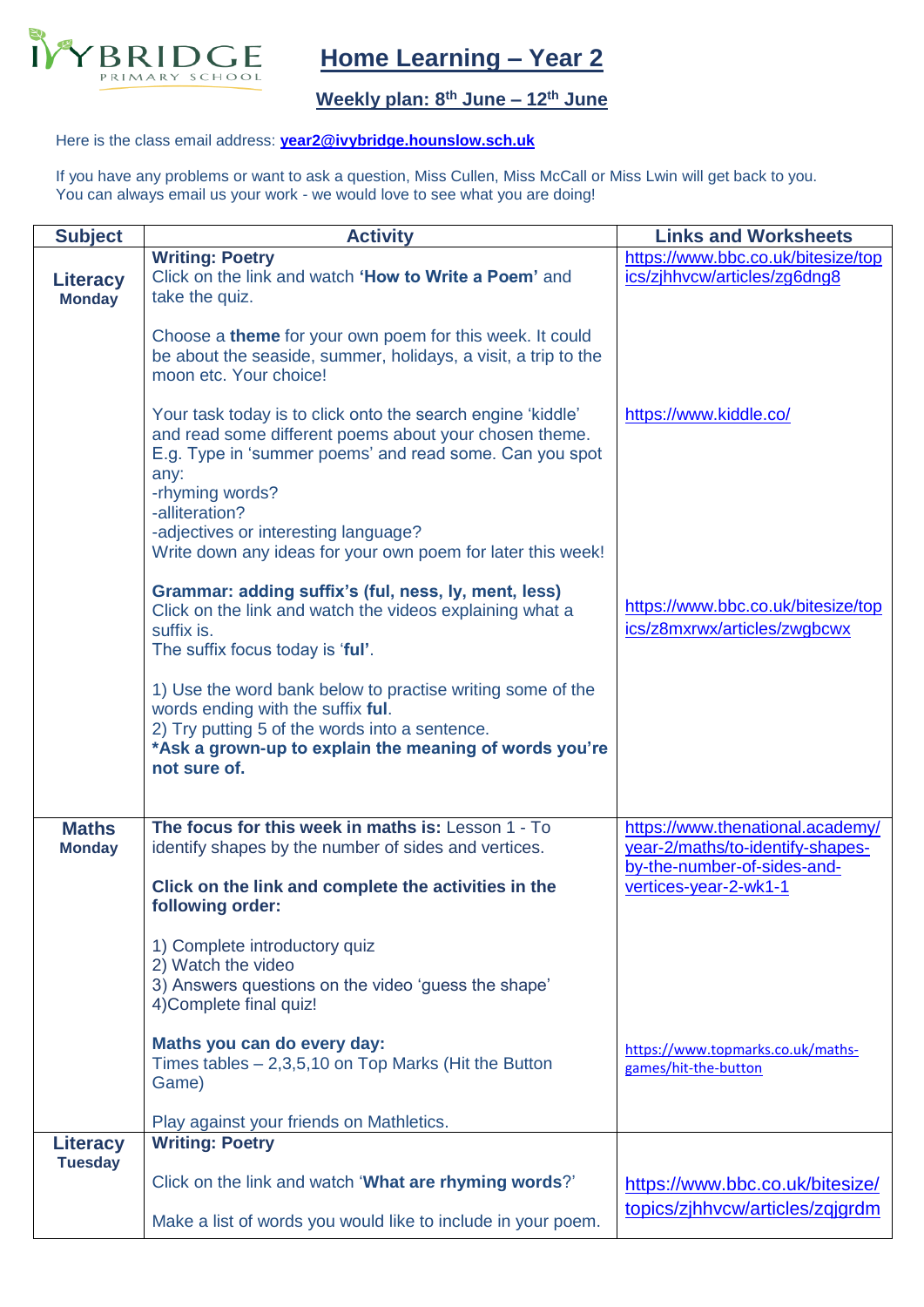# Home Learning – Year 2

## Weekly plan: 8th June – 12th June

Here is the class email address: **year2@ivybridge.hounslow.sch.uk**

If you have any problems or want to ask a question, Miss Cullen, Miss McCall or Miss Lwin will get back to you.
You can always email us your work - we would love to see what you are doing!

| Subject | Activity | Links and Worksheets |
|---|---|---|
| **Literacy** **Monday** | **Writing: Poetry**<br>Click on the link and watch **'How to Write a Poem'** and take the quiz.<br><br>Choose a **theme** for your own poem for this week. It could be about the seaside, summer, holidays, a visit, a trip to the moon etc. Your choice!<br><br>Your task today is to click onto the search engine 'kiddle' and read some different poems about your chosen theme. E.g. Type in 'summer poems' and read some. Can you spot any:<br>-rhyming words?<br>-alliteration?<br>-adjectives or interesting language?<br>Write down any ideas for your own poem for later this week!<br><br>**Grammar: adding suffix's (ful, ness, ly, ment, less)**<br>Click on the link and watch the videos explaining what a suffix is.<br>The suffix focus today is '**ful**'.<br><br>1) Use the word bank below to practise writing some of the words ending with the suffix **ful**.<br>2) Try putting 5 of the words into a sentence.<br>**\*Ask a grown-up to explain the meaning of words you're not sure of.** | https://www.bbc.co.uk/bitesize/topics/zjhhvcw/articles/zg6dng8<br><br>https://www.kiddle.co/<br><br>https://www.bbc.co.uk/bitesize/topics/z8mxrwx/articles/zwgbcwx |
| **Maths** **Monday** | **The focus for this week in maths is:** Lesson 1 - To identify shapes by the number of sides and vertices.<br><br>**Click on the link and complete the activities in the following order:**<br><br>1) Complete introductory quiz<br>2) Watch the video<br>3) Answers questions on the video 'guess the shape'<br>4)Complete final quiz!<br><br>**Maths you can do every day:**<br>Times tables – 2,3,5,10 on Top Marks (Hit the Button Game)<br><br>Play against your friends on Mathletics. | https://www.thenational.academy/year-2/maths/to-identify-shapes-by-the-number-of-sides-and-vertices-year-2-wk1-1<br><br>https://www.topmarks.co.uk/maths-games/hit-the-button |
| **Literacy** **Tuesday** | **Writing: Poetry**<br><br>Click on the link and watch '**What are rhyming words**?'<br><br>Make a list of words you would like to include in your poem. | https://www.bbc.co.uk/bitesize/topics/zjhhvcw/articles/zqjgrdm |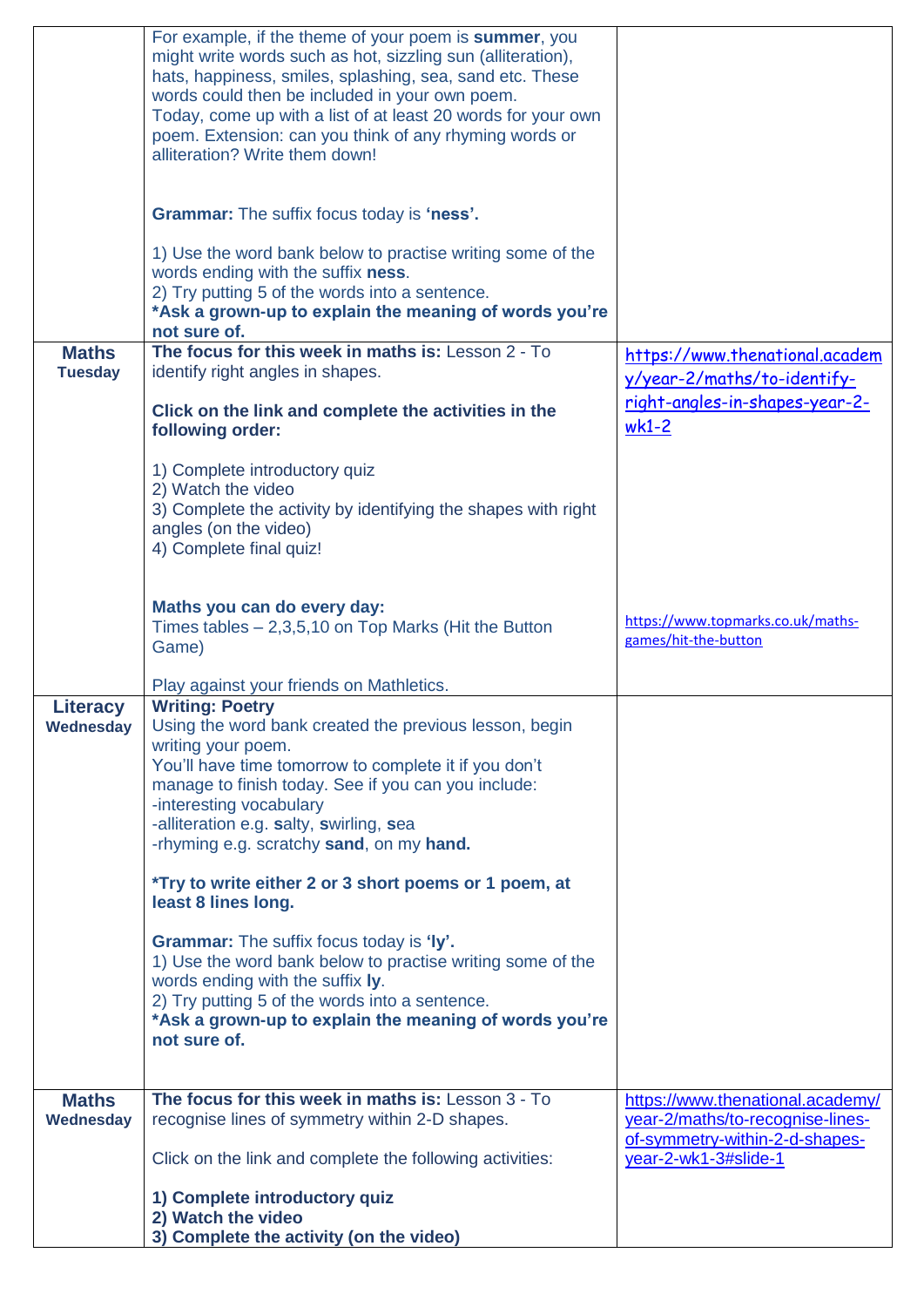| | | |
|---|---|---|
| | For example, if the theme of your poem is **summer**, you might write words such as hot, sizzling sun (alliteration), hats, happiness, smiles, splashing, sea, sand etc. These words could then be included in your own poem.<br>Today, come up with a list of at least 20 words for your own poem. Extension: can you think of any rhyming words or alliteration? Write them down!<br><br>**Grammar:** The suffix focus today is **'ness'.**<br><br>1) Use the word bank below to practise writing some of the words ending with the suffix **ness**.<br>2) Try putting 5 of the words into a sentence.<br>**\*Ask a grown-up to explain the meaning of words you're not sure of.** | |
| **Maths** **Tuesday** | **The focus for this week in maths is:** Lesson 2 - To identify right angles in shapes.<br><br>**Click on the link and complete the activities in the following order:**<br><br>1) Complete introductory quiz<br>2) Watch the video<br>3) Complete the activity by identifying the shapes with right angles (on the video)<br>4) Complete final quiz!<br><br>**Maths you can do every day:**<br>Times tables – 2,3,5,10 on Top Marks (Hit the Button Game)<br><br>Play against your friends on Mathletics. | https://www.thenational.academy/year-2/maths/to-identify-right-angles-in-shapes-year-2-wk1-2<br><br>https://www.topmarks.co.uk/maths-games/hit-the-button |
| **Literacy** **Wednesday** | **Writing: Poetry**<br>Using the word bank created the previous lesson, begin writing your poem.<br>You'll have time tomorrow to complete it if you don't manage to finish today. See if you can you include:<br>-interesting vocabulary<br>-alliteration e.g. **s**alty, **s**wirling, **s**ea<br>-rhyming e.g. scratchy **sand**, on my **hand.**<br><br>**\*Try to write either 2 or 3 short poems or 1 poem, at least 8 lines long.**<br><br>**Grammar:** The suffix focus today is **'ly'.**<br>1) Use the word bank below to practise writing some of the words ending with the suffix **ly**.<br>2) Try putting 5 of the words into a sentence.<br>**\*Ask a grown-up to explain the meaning of words you're not sure of.** | |
| **Maths** **Wednesday** | **The focus for this week in maths is:** Lesson 3 - To recognise lines of symmetry within 2-D shapes.<br><br>Click on the link and complete the following activities:<br><br>**1) Complete introductory quiz**<br>**2) Watch the video**<br>**3) Complete the activity (on the video)** | https://www.thenational.academy/year-2/maths/to-recognise-lines-of-symmetry-within-2-d-shapes-year-2-wk1-3#slide-1 |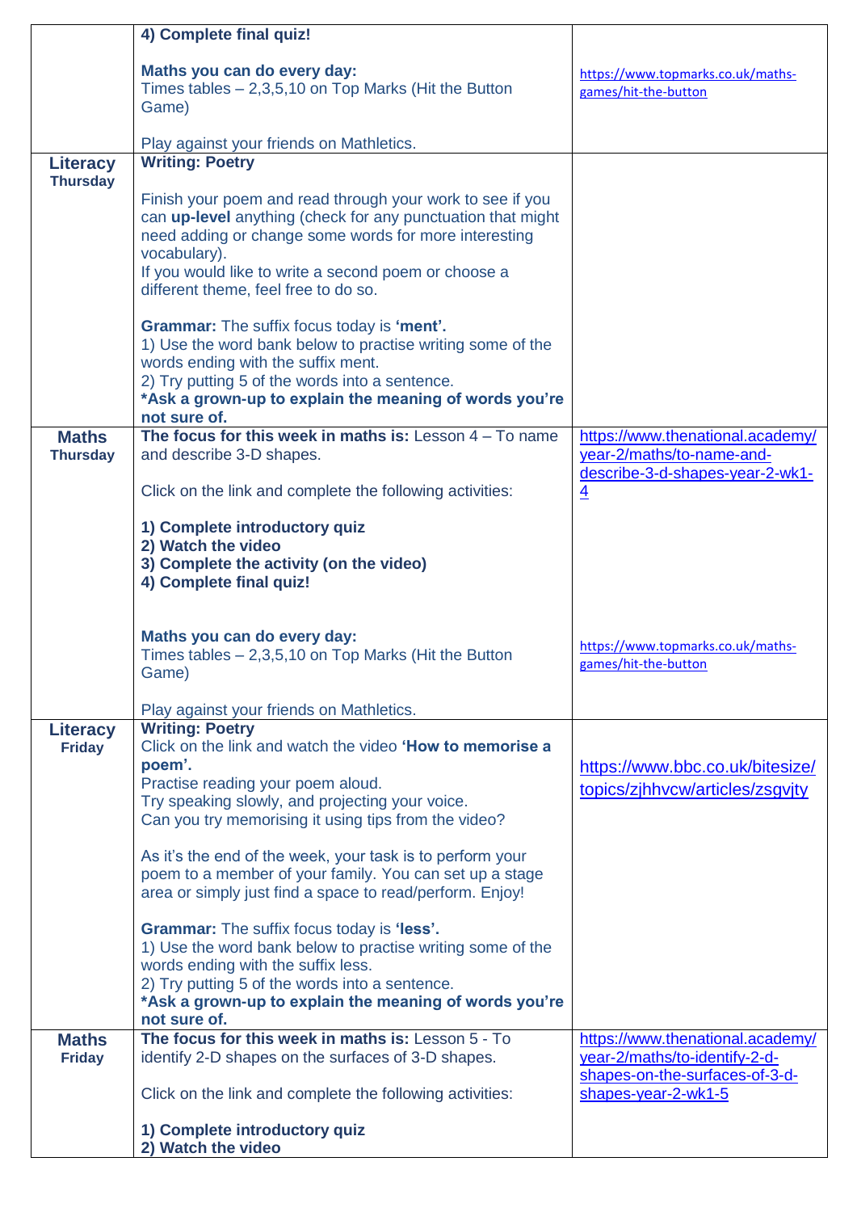| | | |
|---|---|---|
| | **4) Complete final quiz!**<br><br>**Maths you can do every day:**<br>Times tables – 2,3,5,10 on Top Marks (Hit the Button Game)<br><br>Play against your friends on Mathletics. | https://www.topmarks.co.uk/maths-games/hit-the-button |
| **Literacy** **Thursday** | **Writing: Poetry**<br><br>Finish your poem and read through your work to see if you can **up-level** anything (check for any punctuation that might need adding or change some words for more interesting vocabulary).<br>If you would like to write a second poem or choose a different theme, feel free to do so.<br><br>**Grammar:** The suffix focus today is **'ment'.**<br>1) Use the word bank below to practise writing some of the words ending with the suffix ment.<br>2) Try putting 5 of the words into a sentence.<br>**\*Ask a grown-up to explain the meaning of words you're not sure of.** | |
| **Maths** **Thursday** | **The focus for this week in maths is:** Lesson 4 – To name and describe 3-D shapes.<br><br>Click on the link and complete the following activities:<br><br>**1) Complete introductory quiz**<br>**2) Watch the video**<br>**3) Complete the activity (on the video)**<br>**4) Complete final quiz!**<br><br>**Maths you can do every day:**<br>Times tables – 2,3,5,10 on Top Marks (Hit the Button Game)<br><br>Play against your friends on Mathletics. | https://www.thenational.academy/year-2/maths/to-name-and-describe-3-d-shapes-year-2-wk1-4<br><br>https://www.topmarks.co.uk/maths-games/hit-the-button |
| **Literacy** **Friday** | **Writing: Poetry**<br>Click on the link and watch the video **'How to memorise a poem'.**<br>Practise reading your poem aloud.<br>Try speaking slowly, and projecting your voice.<br>Can you try memorising it using tips from the video?<br><br>As it's the end of the week, your task is to perform your poem to a member of your family. You can set up a stage area or simply just find a space to read/perform. Enjoy!<br><br>**Grammar:** The suffix focus today is **'less'.**<br>1) Use the word bank below to practise writing some of the words ending with the suffix less.<br>2) Try putting 5 of the words into a sentence.<br>**\*Ask a grown-up to explain the meaning of words you're not sure of.** | https://www.bbc.co.uk/bitesize/topics/zjhhvcw/articles/zsgvjty |
| **Maths** **Friday** | **The focus for this week in maths is:** Lesson 5 - To identify 2-D shapes on the surfaces of 3-D shapes.<br><br>Click on the link and complete the following activities:<br><br>**1) Complete introductory quiz**<br>**2) Watch the video** | https://www.thenational.academy/year-2/maths/to-identify-2-d-shapes-on-the-surfaces-of-3-d-shapes-year-2-wk1-5 |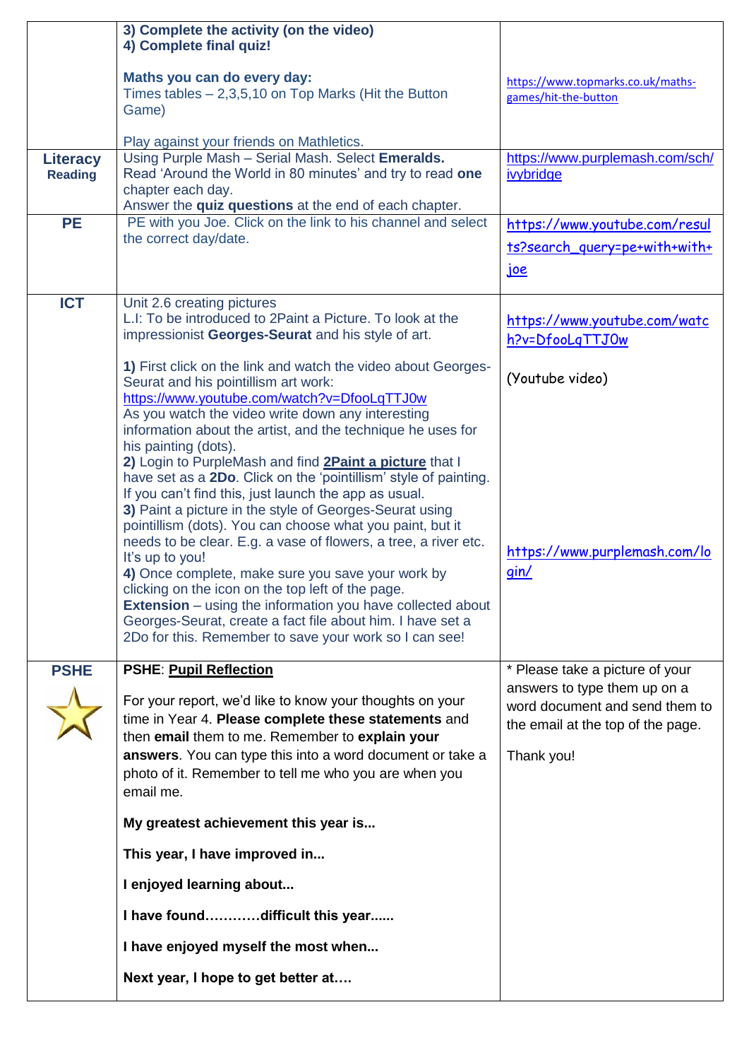| | | |
|---|---|---|
| | **3) Complete the activity (on the video)**<br>**4) Complete final quiz!**<br><br>**Maths you can do every day:**<br>Times tables – 2,3,5,10 on Top Marks (Hit the Button Game)<br><br>Play against your friends on Mathletics. | https://www.topmarks.co.uk/maths-games/hit-the-button |
| **Literacy Reading** | Using Purple Mash – Serial Mash. Select **Emeralds.** Read 'Around the World in 80 minutes' and try to read **one** chapter each day.<br>Answer the **quiz questions** at the end of each chapter. | https://www.purplemash.com/sch/ivybridge |
| **PE** | PE with you Joe. Click on the link to his channel and select the correct day/date. | https://www.youtube.com/results?search_query=pe+with+joe |
| **ICT** | Unit 2.6 creating pictures<br>L.I: To be introduced to 2Paint a Picture. To look at the impressionist **Georges-Seurat** and his style of art.<br><br>**1)** First click on the link and watch the video about Georges-Seurat and his pointillism art work: https://www.youtube.com/watch?v=DfooLqTTJ0w<br>As you watch the video write down any interesting information about the artist, and the technique he uses for his painting (dots).<br>**2)** Login to PurpleMash and find **2Paint a picture** that I have set as a **2Do**. Click on the 'pointillism' style of painting. If you can't find this, just launch the app as usual.<br>**3)** Paint a picture in the style of Georges-Seurat using pointillism (dots). You can choose what you paint, but it needs to be clear. E.g. a vase of flowers, a tree, a river etc. It's up to you!<br>**4)** Once complete, make sure you save your work by clicking on the icon on the top left of the page.<br>**Extension** – using the information you have collected about Georges-Seurat, create a fact file about him. I have set a 2Do for this. Remember to save your work so I can see! | https://www.youtube.com/watch?v=DfooLqTTJ0w<br><br>(Youtube video)<br><br>https://www.purplemash.com/login/ |
| **PSHE** | **PSHE**: **Pupil Reflection**<br><br>For your report, we'd like to know your thoughts on your time in Year 4. **Please complete these statements** and then **email** them to me. Remember to **explain your answers**. You can type this into a word document or take a photo of it. Remember to tell me who you are when you email me.<br><br>**My greatest achievement this year is...**<br><br>**This year, I have improved in...**<br><br>**I enjoyed learning about...**<br><br>**I have found…………difficult this year......**<br><br>**I have enjoyed myself the most when...**<br><br>**Next year, I hope to get better at….** | * Please take a picture of your answers to type them up on a word document and send them to the email at the top of the page.<br><br>Thank you! |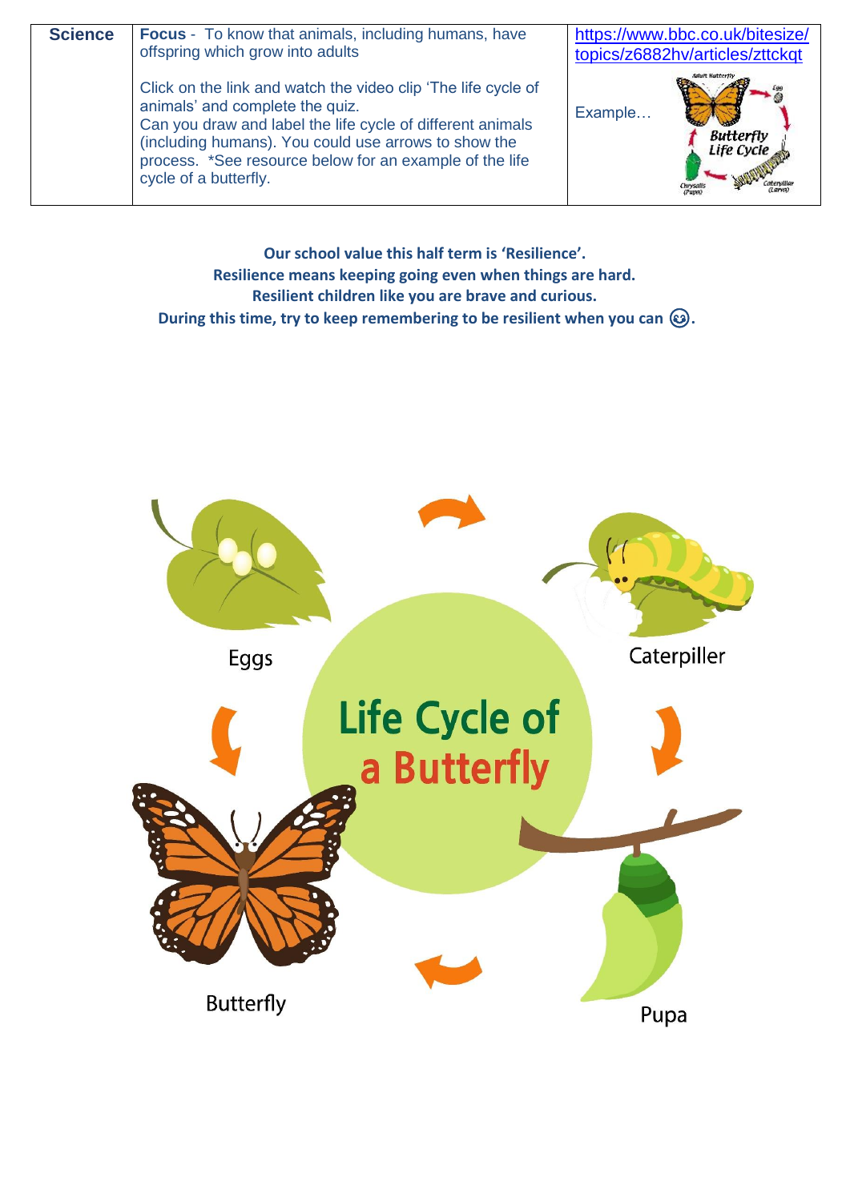| | | |
|---|---|---|
| **Science** | **Focus** - To know that animals, including humans, have offspring which grow into adults<br><br>Click on the link and watch the video clip 'The life cycle of animals' and complete the quiz.<br>Can you draw and label the life cycle of different animals (including humans). You could use arrows to show the process. *See resource below for an example of the life cycle of a butterfly. | https://www.bbc.co.uk/bitesize/topics/z6882hv/articles/zttckqt<br><br>Example… |

**Our school value this half term is 'Resilience'.**
**Resilience means keeping going even when things are hard.**
**Resilient children like you are brave and curious.**
**During this time, try to keep remembering to be resilient when you can 😊.**

Life Cycle of a Butterfly

Eggs

Caterpiller

Pupa

Butterfly